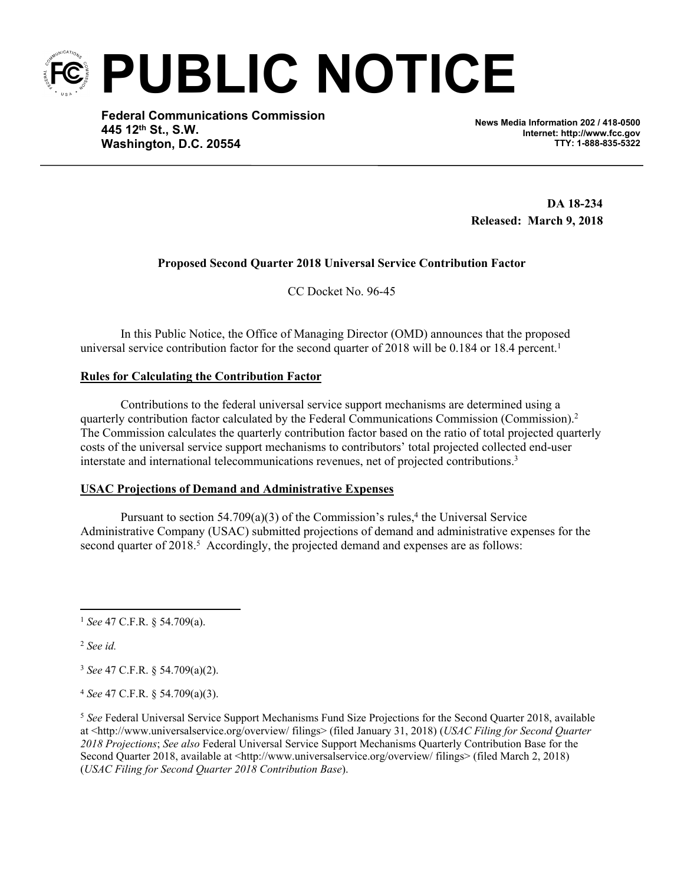# PUBLIC NOTICE

**Federal Communications Commission**
**445 12th St., S.W.**
**Washington, D.C. 20554**

**News Media Information 202 / 418-0500**
**Internet: http://www.fcc.gov**
**TTY: 1-888-835-5322**

**DA 18-234**
**Released: March 9, 2018**

**Proposed Second Quarter 2018 Universal Service Contribution Factor**

CC Docket No. 96-45

In this Public Notice, the Office of Managing Director (OMD) announces that the proposed universal service contribution factor for the second quarter of 2018 will be 0.184 or 18.4 percent.[1]

**Rules for Calculating the Contribution Factor**

Contributions to the federal universal service support mechanisms are determined using a quarterly contribution factor calculated by the Federal Communications Commission (Commission).[2] The Commission calculates the quarterly contribution factor based on the ratio of total projected quarterly costs of the universal service support mechanisms to contributors' total projected collected end-user interstate and international telecommunications revenues, net of projected contributions.[3]

**USAC Projections of Demand and Administrative Expenses**

Pursuant to section 54.709(a)(3) of the Commission's rules,[4] the Universal Service Administrative Company (USAC) submitted projections of demand and administrative expenses for the second quarter of 2018.[5] Accordingly, the projected demand and expenses are as follows:

---

[1] *See* 47 C.F.R. § 54.709(a).

[2] *See id.*

[3] *See* 47 C.F.R. § 54.709(a)(2).

[4] *See* 47 C.F.R. § 54.709(a)(3).

[5] *See* Federal Universal Service Support Mechanisms Fund Size Projections for the Second Quarter 2018, available at <http://www.universalservice.org/overview/ filings> (filed January 31, 2018) (*USAC Filing for Second Quarter 2018 Projections*; *See also* Federal Universal Service Support Mechanisms Quarterly Contribution Base for the Second Quarter 2018, available at <http://www.universalservice.org/overview/ filings> (filed March 2, 2018) (*USAC Filing for Second Quarter 2018 Contribution Base*).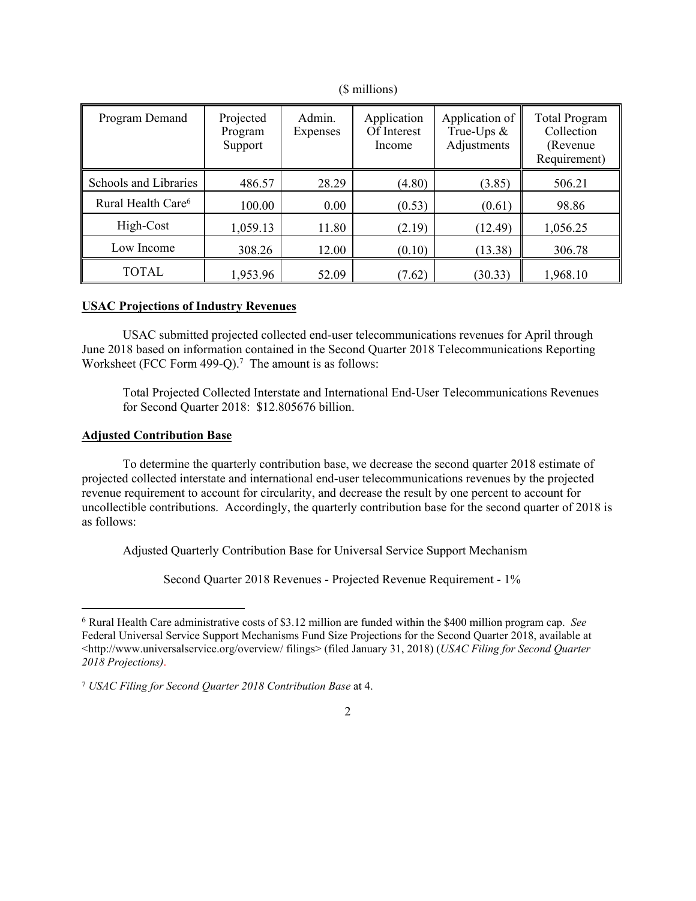($ millions)

| Program Demand | Projected Program Support | Admin. Expenses | Application Of Interest Income | Application of True-Ups & Adjustments | Total Program Collection (Revenue Requirement) |
|---|---|---|---|---|---|
| Schools and Libraries | 486.57 | 28.29 | (4.80) | (3.85) | 506.21 |
| Rural Health Care[6] | 100.00 | 0.00 | (0.53) | (0.61) | 98.86 |
| High-Cost | 1,059.13 | 11.80 | (2.19) | (12.49) | 1,056.25 |
| Low Income | 308.26 | 12.00 | (0.10) | (13.38) | 306.78 |
| TOTAL | 1,953.96 | 52.09 | (7.62) | (30.33) | 1,968.10 |

**USAC Projections of Industry Revenues**

USAC submitted projected collected end-user telecommunications revenues for April through June 2018 based on information contained in the Second Quarter 2018 Telecommunications Reporting Worksheet (FCC Form 499-Q).[7] The amount is as follows:

> Total Projected Collected Interstate and International End-User Telecommunications Revenues for Second Quarter 2018: $12.805676 billion.

**Adjusted Contribution Base**

To determine the quarterly contribution base, we decrease the second quarter 2018 estimate of projected collected interstate and international end-user telecommunications revenues by the projected revenue requirement to account for circularity, and decrease the result by one percent to account for uncollectible contributions. Accordingly, the quarterly contribution base for the second quarter of 2018 is as follows:

> Adjusted Quarterly Contribution Base for Universal Service Support Mechanism
>
> Second Quarter 2018 Revenues - Projected Revenue Requirement - 1%

---

[6] Rural Health Care administrative costs of $3.12 million are funded within the $400 million program cap. *See* Federal Universal Service Support Mechanisms Fund Size Projections for the Second Quarter 2018, available at <http://www.universalservice.org/overview/ filings> (filed January 31, 2018) (*USAC Filing for Second Quarter 2018 Projections)*.

[7] *USAC Filing for Second Quarter 2018 Contribution Base* at 4.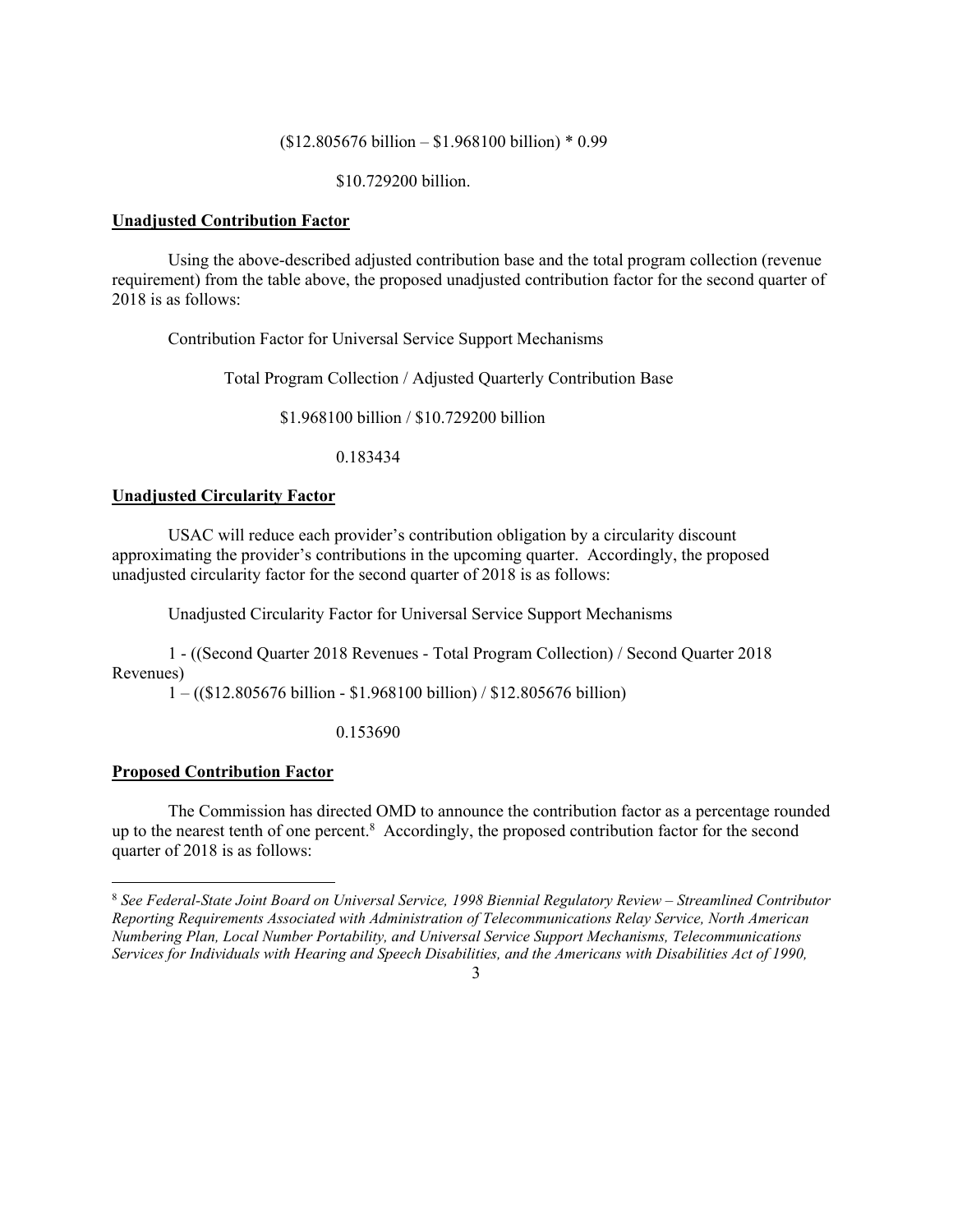($12.805676 billion – $1.968100 billion) * 0.99

$10.729200 billion.

**Unadjusted Contribution Factor**

Using the above-described adjusted contribution base and the total program collection (revenue requirement) from the table above, the proposed unadjusted contribution factor for the second quarter of 2018 is as follows:

Contribution Factor for Universal Service Support Mechanisms

Total Program Collection / Adjusted Quarterly Contribution Base

$1.968100 billion / $10.729200 billion

0.183434

**Unadjusted Circularity Factor**

USAC will reduce each provider's contribution obligation by a circularity discount approximating the provider's contributions in the upcoming quarter. Accordingly, the proposed unadjusted circularity factor for the second quarter of 2018 is as follows:

Unadjusted Circularity Factor for Universal Service Support Mechanisms

1 - ((Second Quarter 2018 Revenues - Total Program Collection) / Second Quarter 2018 Revenues)

1 – (($12.805676 billion - $1.968100 billion) / $12.805676 billion)

0.153690

**Proposed Contribution Factor**

The Commission has directed OMD to announce the contribution factor as a percentage rounded up to the nearest tenth of one percent.[8] Accordingly, the proposed contribution factor for the second quarter of 2018 is as follows:

[8] *See Federal-State Joint Board on Universal Service, 1998 Biennial Regulatory Review – Streamlined Contributor Reporting Requirements Associated with Administration of Telecommunications Relay Service, North American Numbering Plan, Local Number Portability, and Universal Service Support Mechanisms, Telecommunications Services for Individuals with Hearing and Speech Disabilities, and the Americans with Disabilities Act of 1990,*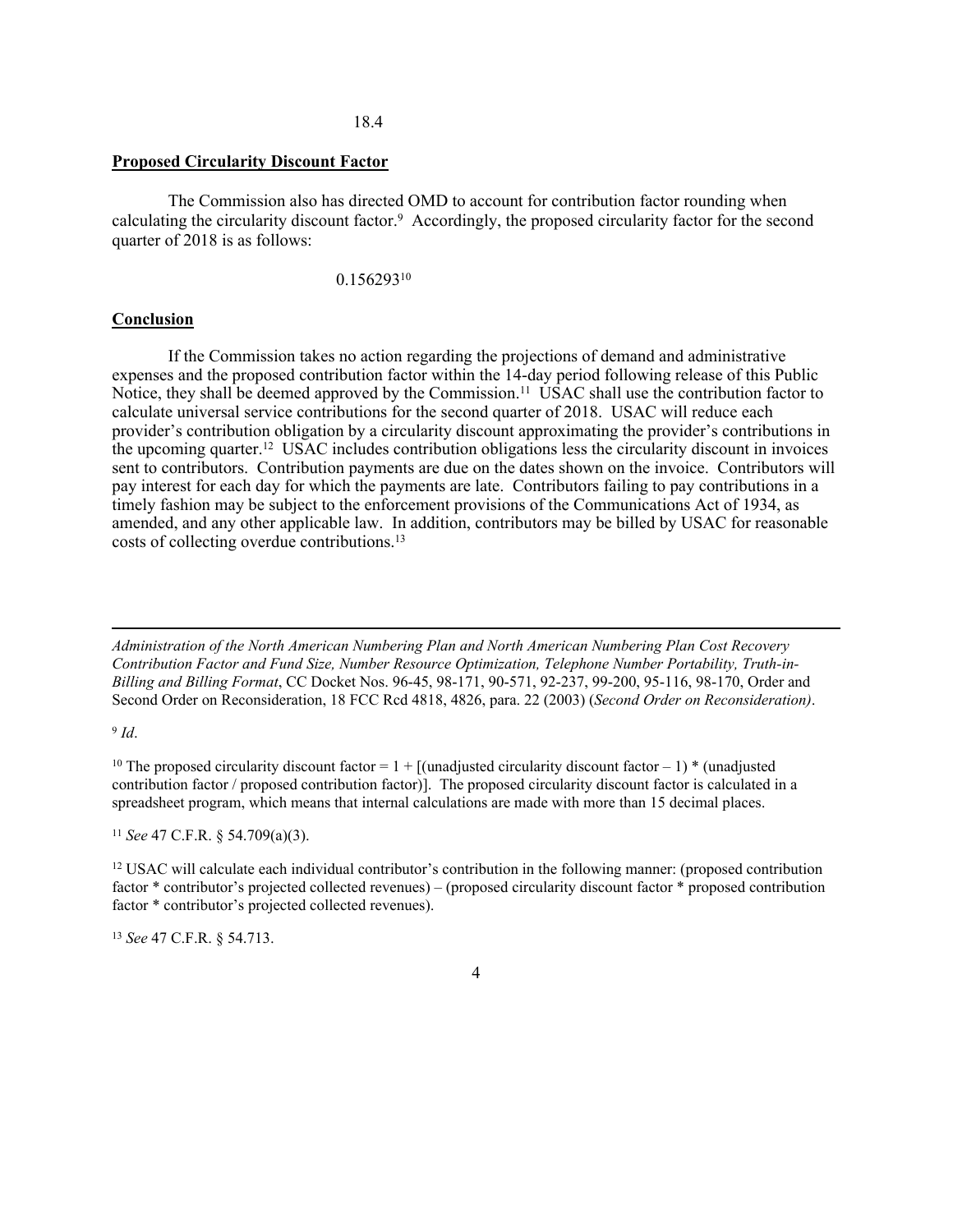18.4

**Proposed Circularity Discount Factor**

The Commission also has directed OMD to account for contribution factor rounding when calculating the circularity discount factor.[9] Accordingly, the proposed circularity factor for the second quarter of 2018 is as follows:

0.156293[10]

**Conclusion**

If the Commission takes no action regarding the projections of demand and administrative expenses and the proposed contribution factor within the 14-day period following release of this Public Notice, they shall be deemed approved by the Commission.[11] USAC shall use the contribution factor to calculate universal service contributions for the second quarter of 2018. USAC will reduce each provider's contribution obligation by a circularity discount approximating the provider's contributions in the upcoming quarter.[12] USAC includes contribution obligations less the circularity discount in invoices sent to contributors. Contribution payments are due on the dates shown on the invoice. Contributors will pay interest for each day for which the payments are late. Contributors failing to pay contributions in a timely fashion may be subject to the enforcement provisions of the Communications Act of 1934, as amended, and any other applicable law. In addition, contributors may be billed by USAC for reasonable costs of collecting overdue contributions.[13]

---

*Administration of the North American Numbering Plan and North American Numbering Plan Cost Recovery Contribution Factor and Fund Size, Number Resource Optimization, Telephone Number Portability, Truth-in-Billing and Billing Format*, CC Docket Nos. 96-45, 98-171, 90-571, 92-237, 99-200, 95-116, 98-170, Order and Second Order on Reconsideration, 18 FCC Rcd 4818, 4826, para. 22 (2003) (*Second Order on Reconsideration)*.

[9] *Id*.

[10] The proposed circularity discount factor = 1 + [(unadjusted circularity discount factor – 1) * (unadjusted contribution factor / proposed contribution factor)]. The proposed circularity discount factor is calculated in a spreadsheet program, which means that internal calculations are made with more than 15 decimal places.

[11] *See* 47 C.F.R. § 54.709(a)(3).

[12] USAC will calculate each individual contributor's contribution in the following manner: (proposed contribution factor * contributor's projected collected revenues) – (proposed circularity discount factor * proposed contribution factor * contributor's projected collected revenues).

[13] *See* 47 C.F.R. § 54.713.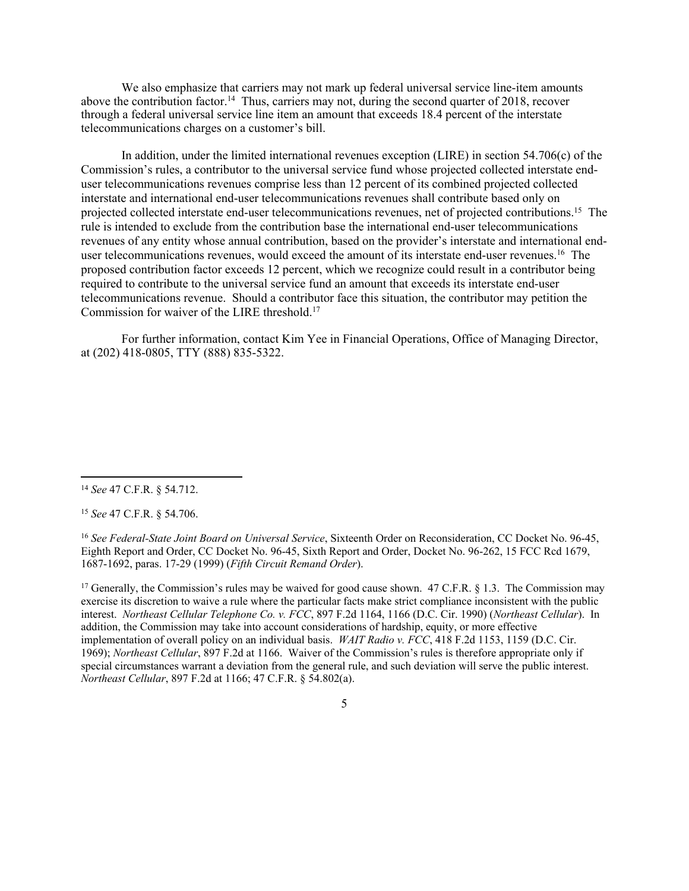We also emphasize that carriers may not mark up federal universal service line-item amounts above the contribution factor.[14] Thus, carriers may not, during the second quarter of 2018, recover through a federal universal service line item an amount that exceeds 18.4 percent of the interstate telecommunications charges on a customer's bill.

In addition, under the limited international revenues exception (LIRE) in section 54.706(c) of the Commission's rules, a contributor to the universal service fund whose projected collected interstate end-user telecommunications revenues comprise less than 12 percent of its combined projected collected interstate and international end-user telecommunications revenues shall contribute based only on projected collected interstate end-user telecommunications revenues, net of projected contributions.[15] The rule is intended to exclude from the contribution base the international end-user telecommunications revenues of any entity whose annual contribution, based on the provider's interstate and international end-user telecommunications revenues, would exceed the amount of its interstate end-user revenues.[16] The proposed contribution factor exceeds 12 percent, which we recognize could result in a contributor being required to contribute to the universal service fund an amount that exceeds its interstate end-user telecommunications revenue. Should a contributor face this situation, the contributor may petition the Commission for waiver of the LIRE threshold.[17]

For further information, contact Kim Yee in Financial Operations, Office of Managing Director, at (202) 418-0805, TTY (888) 835-5322.

---

[14] *See* 47 C.F.R. § 54.712.

[15] *See* 47 C.F.R. § 54.706.

[16] *See Federal-State Joint Board on Universal Service*, Sixteenth Order on Reconsideration, CC Docket No. 96-45, Eighth Report and Order, CC Docket No. 96-45, Sixth Report and Order, Docket No. 96-262, 15 FCC Rcd 1679, 1687-1692, paras. 17-29 (1999) (*Fifth Circuit Remand Order*).

[17] Generally, the Commission's rules may be waived for good cause shown. 47 C.F.R. § 1.3. The Commission may exercise its discretion to waive a rule where the particular facts make strict compliance inconsistent with the public interest. *Northeast Cellular Telephone Co. v. FCC*, 897 F.2d 1164, 1166 (D.C. Cir. 1990) (*Northeast Cellular*). In addition, the Commission may take into account considerations of hardship, equity, or more effective implementation of overall policy on an individual basis. *WAIT Radio v. FCC*, 418 F.2d 1153, 1159 (D.C. Cir. 1969); *Northeast Cellular*, 897 F.2d at 1166. Waiver of the Commission's rules is therefore appropriate only if special circumstances warrant a deviation from the general rule, and such deviation will serve the public interest. *Northeast Cellular*, 897 F.2d at 1166; 47 C.F.R. § 54.802(a).